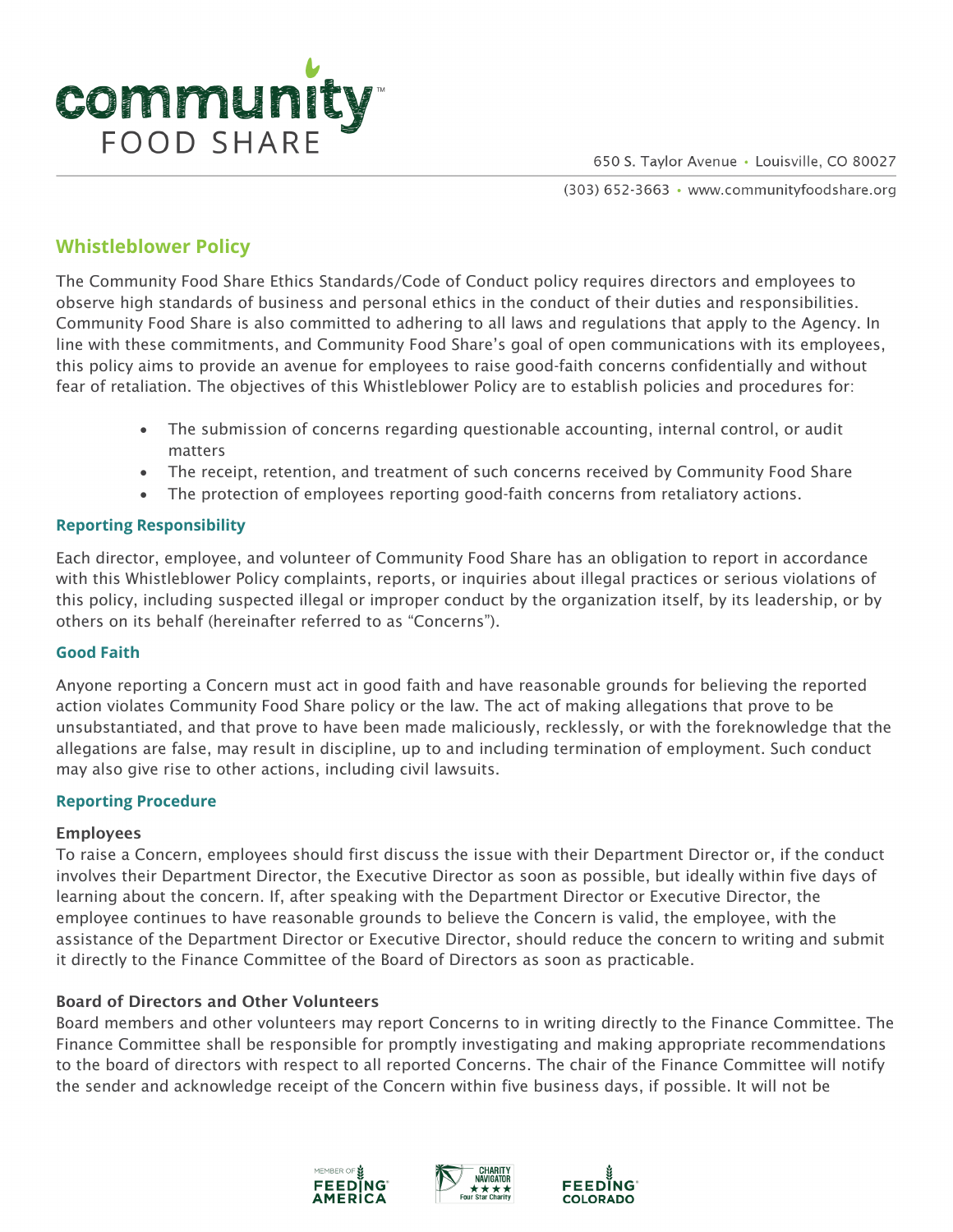# Whistleblower Policy

The Community Food Share Ethics Standards/Code of Conduct policy requires directors and employees to observe high standards of business and personal ethics in the conduct of their duties and responsibilities. Community Food Share is also committed to adhering to all laws and regulations that apply to the Agency. In line with these commitments, and Community Food Share's goal of open communications with its employees, this policy aims to provide an avenue for employees to raise good-faith concerns confidentially and without fear of retaliation. The objectives of this Whistleblower Policy are to establish policies and procedures for:

- The submission of concerns regarding questionable accounting, internal control, or audit matters
- The receipt, retention, and treatment of such concerns received by Community Food Share
- The protection of employees reporting good-faith concerns from retaliatory actions.

## Reporting Responsibility

Each director, employee, and volunteer of Community Food Share has an obligation to report in accordance with this Whistleblower Policy complaints, reports, or inquiries about illegal practices or serious violations of this policy, including suspected illegal or improper conduct by the organization itself, by its leadership, or by others on its behalf (hereinafter referred to as "Concerns").

## Good Faith

Anyone reporting a Concern must act in good faith and have reasonable grounds for believing the reported action violates Community Food Share policy or the law. The act of making allegations that prove to be unsubstantiated, and that prove to have been made maliciously, recklessly, or with the foreknowledge that the allegations are false, may result in discipline, up to and including termination of employment. Such conduct may also give rise to other actions, including civil lawsuits.

## Reporting Procedure

### Employees

To raise a Concern, employees should first discuss the issue with their Department Director or, if the conduct involves their Department Director, the Executive Director as soon as possible, but ideally within five days of learning about the concern. If, after speaking with the Department Director or Executive Director, the employee continues to have reasonable grounds to believe the Concern is valid, the employee, with the assistance of the Department Director or Executive Director, should reduce the concern to writing and submit it directly to the Finance Committee of the Board of Directors as soon as practicable.

### Board of Directors and Other Volunteers

Board members and other volunteers may report Concerns to in writing directly to the Finance Committee. The Finance Committee shall be responsible for promptly investigating and making appropriate recommendations to the board of directors with respect to all reported Concerns. The chair of the Finance Committee will notify the sender and acknowledge receipt of the Concern within five business days, if possible. It will not be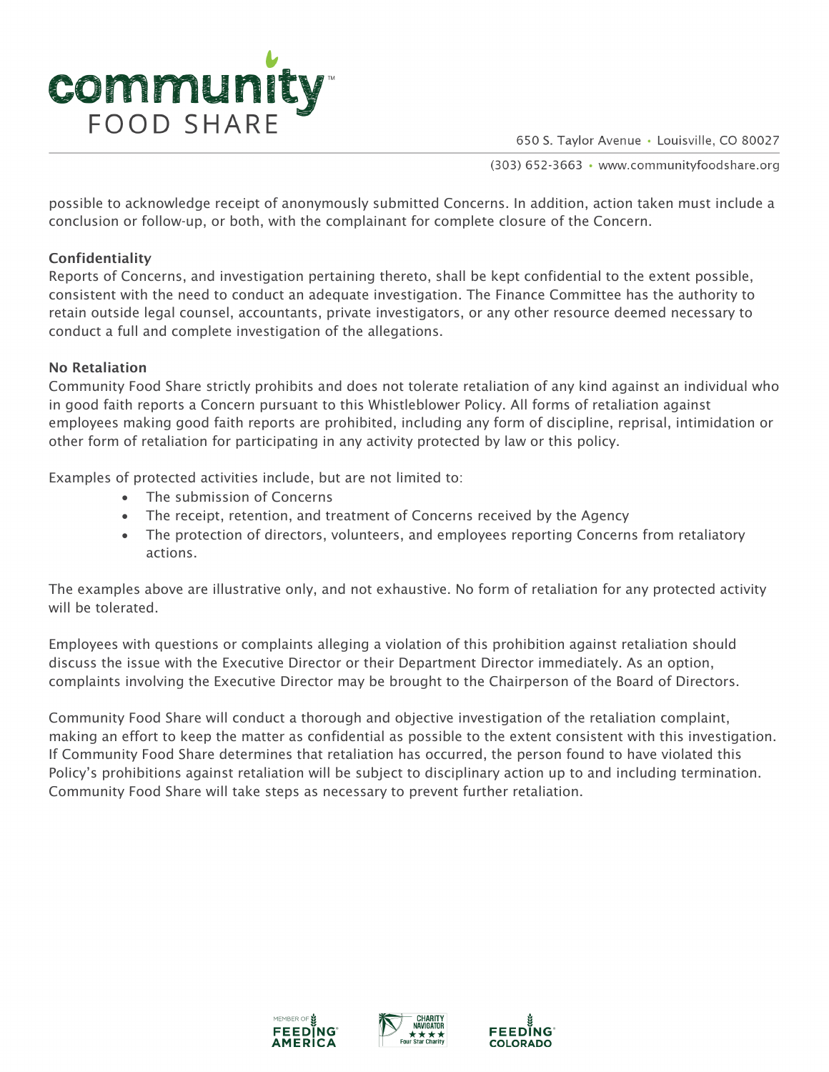possible to acknowledge receipt of anonymously submitted Concerns. In addition, action taken must include a conclusion or follow-up, or both, with the complainant for complete closure of the Concern.

**Confidentiality**

Reports of Concerns, and investigation pertaining thereto, shall be kept confidential to the extent possible, consistent with the need to conduct an adequate investigation. The Finance Committee has the authority to retain outside legal counsel, accountants, private investigators, or any other resource deemed necessary to conduct a full and complete investigation of the allegations.

**No Retaliation**

Community Food Share strictly prohibits and does not tolerate retaliation of any kind against an individual who in good faith reports a Concern pursuant to this Whistleblower Policy. All forms of retaliation against employees making good faith reports are prohibited, including any form of discipline, reprisal, intimidation or other form of retaliation for participating in any activity protected by law or this policy.

Examples of protected activities include, but are not limited to:

- The submission of Concerns
- The receipt, retention, and treatment of Concerns received by the Agency
- The protection of directors, volunteers, and employees reporting Concerns from retaliatory actions.

The examples above are illustrative only, and not exhaustive. No form of retaliation for any protected activity will be tolerated.

Employees with questions or complaints alleging a violation of this prohibition against retaliation should discuss the issue with the Executive Director or their Department Director immediately. As an option, complaints involving the Executive Director may be brought to the Chairperson of the Board of Directors.

Community Food Share will conduct a thorough and objective investigation of the retaliation complaint, making an effort to keep the matter as confidential as possible to the extent consistent with this investigation. If Community Food Share determines that retaliation has occurred, the person found to have violated this Policy's prohibitions against retaliation will be subject to disciplinary action up to and including termination. Community Food Share will take steps as necessary to prevent further retaliation.